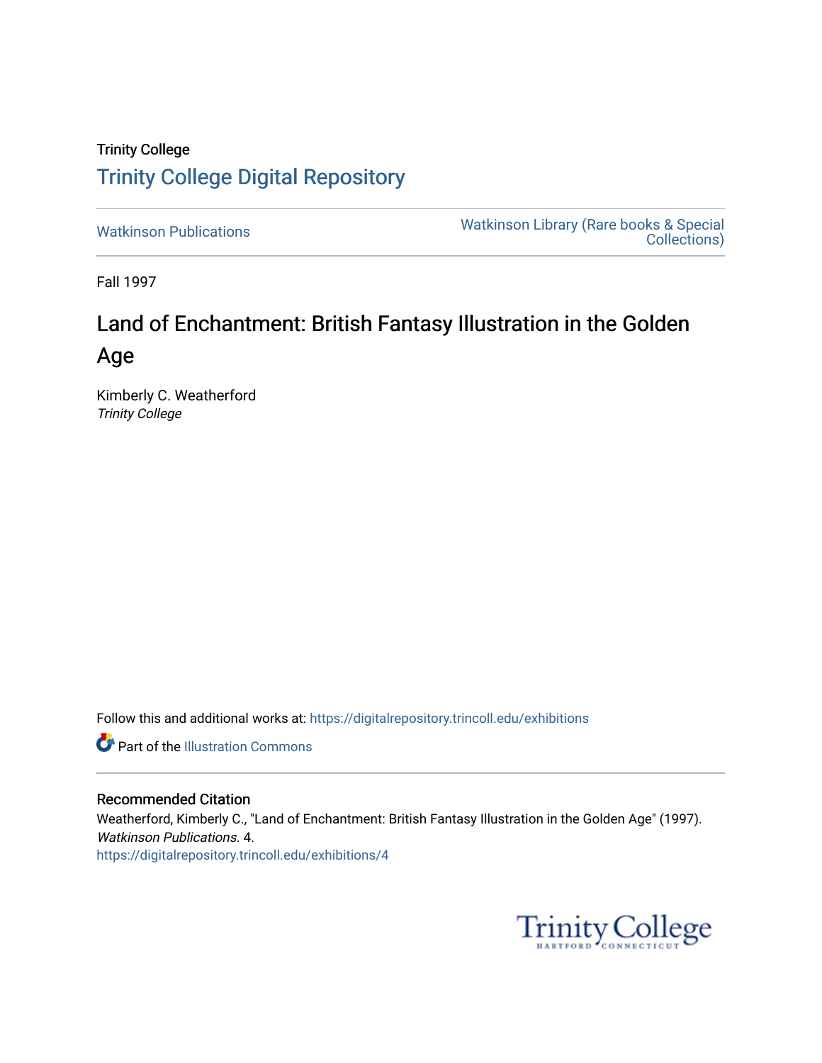Trinity College

# Trinity College Digital Repository

Watkinson Publications

Watkinson Library (Rare books & Special Collections)

Fall 1997

## Land of Enchantment: British Fantasy Illustration in the Golden Age

Kimberly C. Weatherford
*Trinity College*

Follow this and additional works at: https://digitalrepository.trincoll.edu/exhibitions

Part of the Illustration Commons

### Recommended Citation

Weatherford, Kimberly C., "Land of Enchantment: British Fantasy Illustration in the Golden Age" (1997). *Watkinson Publications*. 4.
https://digitalrepository.trincoll.edu/exhibitions/4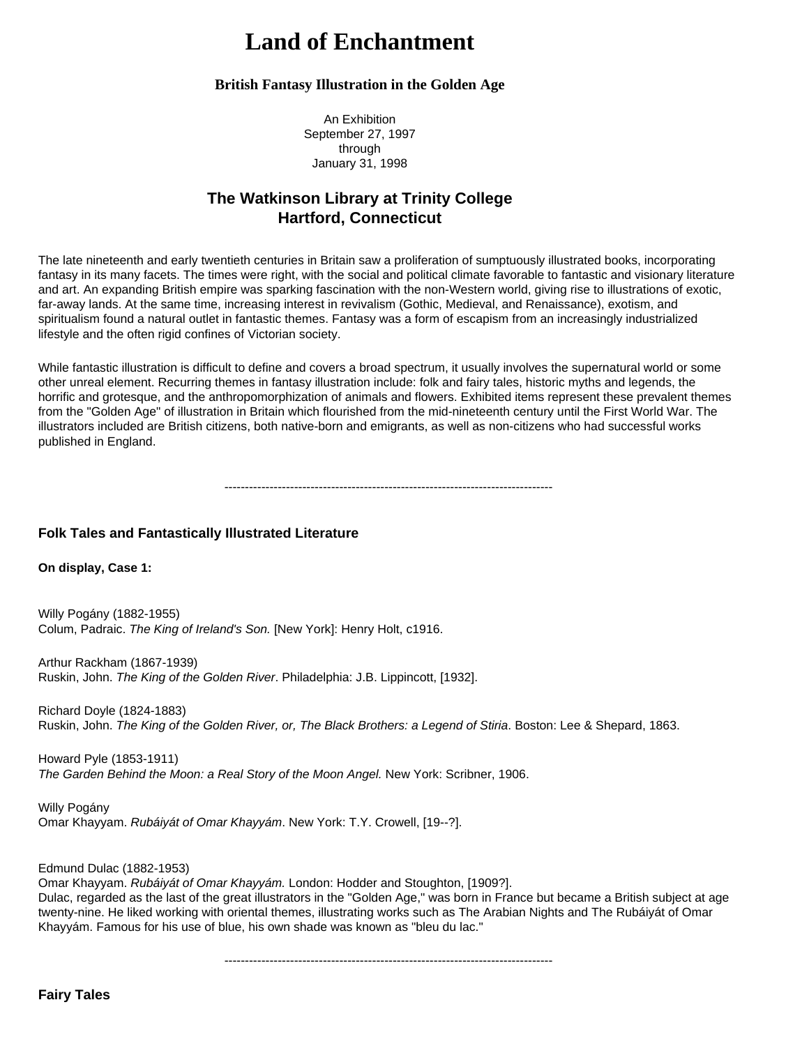# Land of Enchantment

### British Fantasy Illustration in the Golden Age

An Exhibition
September 27, 1997
through
January 31, 1998

## The Watkinson Library at Trinity College
## Hartford, Connecticut

The late nineteenth and early twentieth centuries in Britain saw a proliferation of sumptuously illustrated books, incorporating fantasy in its many facets. The times were right, with the social and political climate favorable to fantastic and visionary literature and art. An expanding British empire was sparking fascination with the non-Western world, giving rise to illustrations of exotic, far-away lands. At the same time, increasing interest in revivalism (Gothic, Medieval, and Renaissance), exotism, and spiritualism found a natural outlet in fantastic themes. Fantasy was a form of escapism from an increasingly industrialized lifestyle and the often rigid confines of Victorian society.

While fantastic illustration is difficult to define and covers a broad spectrum, it usually involves the supernatural world or some other unreal element. Recurring themes in fantasy illustration include: folk and fairy tales, historic myths and legends, the horrific and grotesque, and the anthropomorphization of animals and flowers. Exhibited items represent these prevalent themes from the "Golden Age" of illustration in Britain which flourished from the mid-nineteenth century until the First World War. The illustrators included are British citizens, both native-born and emigrants, as well as non-citizens who had successful works published in England.

---

### Folk Tales and Fantastically Illustrated Literature

**On display, Case 1:**

Willy Pogány (1882-1955)
Colum, Padraic. *The King of Ireland's Son.* [New York]: Henry Holt, c1916.

Arthur Rackham (1867-1939)
Ruskin, John. *The King of the Golden River*. Philadelphia: J.B. Lippincott, [1932].

Richard Doyle (1824-1883)
Ruskin, John. *The King of the Golden River, or, The Black Brothers: a Legend of Stiria*. Boston: Lee & Shepard, 1863.

Howard Pyle (1853-1911)
*The Garden Behind the Moon: a Real Story of the Moon Angel.* New York: Scribner, 1906.

Willy Pogány
Omar Khayyam. *Rubáiyát of Omar Khayyám*. New York: T.Y. Crowell, [19--?].

Edmund Dulac (1882-1953)
Omar Khayyam. *Rubáiyát of Omar Khayyám.* London: Hodder and Stoughton, [1909?].
Dulac, regarded as the last of the great illustrators in the "Golden Age," was born in France but became a British subject at age twenty-nine. He liked working with oriental themes, illustrating works such as The Arabian Nights and The Rubáiyát of Omar Khayyám. Famous for his use of blue, his own shade was known as "bleu du lac."

---

### Fairy Tales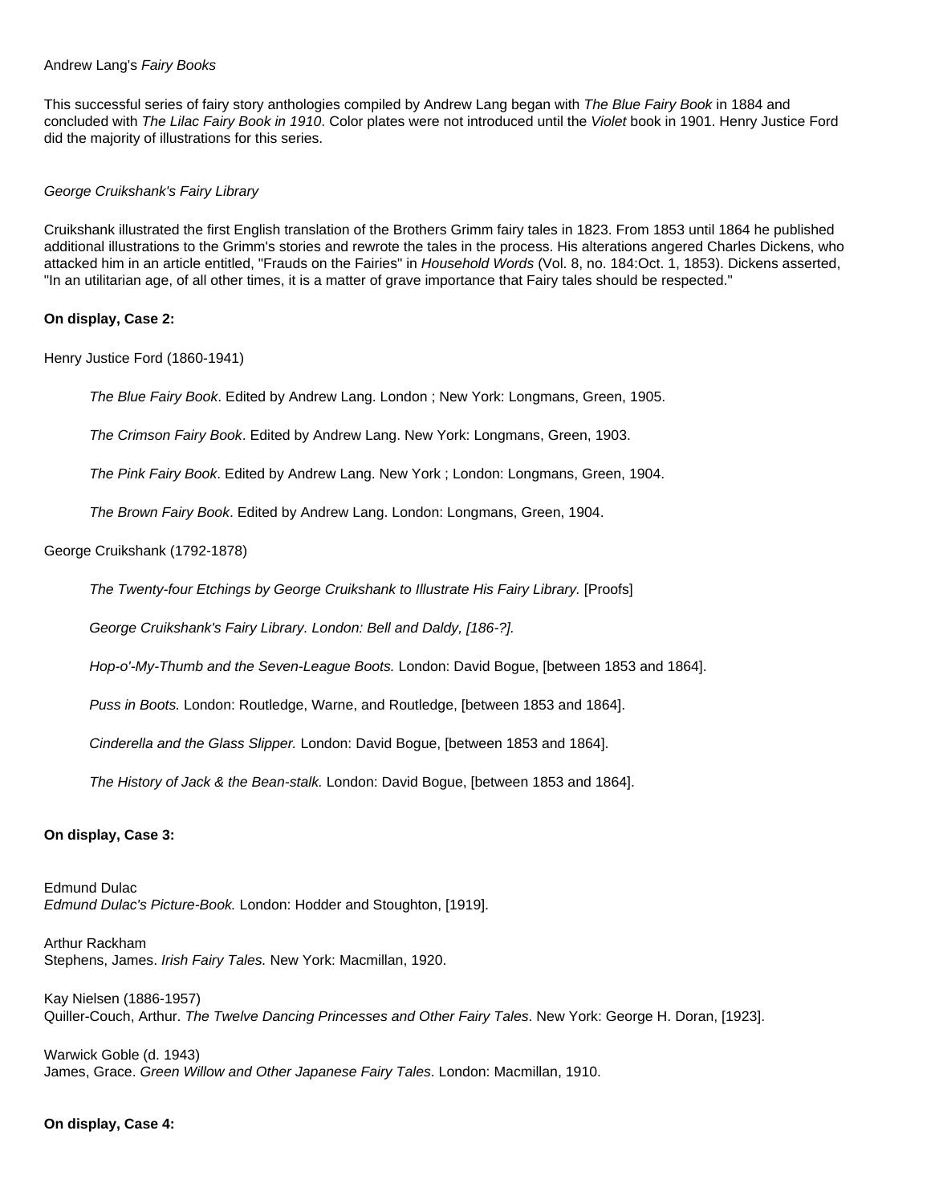Andrew Lang's *Fairy Books*

This successful series of fairy story anthologies compiled by Andrew Lang began with *The Blue Fairy Book* in 1884 and concluded with *The Lilac Fairy Book in 1910*. Color plates were not introduced until the *Violet* book in 1901. Henry Justice Ford did the majority of illustrations for this series.

*George Cruikshank's Fairy Library*

Cruikshank illustrated the first English translation of the Brothers Grimm fairy tales in 1823. From 1853 until 1864 he published additional illustrations to the Grimm's stories and rewrote the tales in the process. His alterations angered Charles Dickens, who attacked him in an article entitled, "Frauds on the Fairies" in *Household Words* (Vol. 8, no. 184:Oct. 1, 1853). Dickens asserted, "In an utilitarian age, of all other times, it is a matter of grave importance that Fairy tales should be respected."

**On display, Case 2:**

Henry Justice Ford (1860-1941)

> *The Blue Fairy Book*. Edited by Andrew Lang. London ; New York: Longmans, Green, 1905.
>
> *The Crimson Fairy Book*. Edited by Andrew Lang. New York: Longmans, Green, 1903.
>
> *The Pink Fairy Book*. Edited by Andrew Lang. New York ; London: Longmans, Green, 1904.
>
> *The Brown Fairy Book*. Edited by Andrew Lang. London: Longmans, Green, 1904.

George Cruikshank (1792-1878)

> *The Twenty-four Etchings by George Cruikshank to Illustrate His Fairy Library.* [Proofs]
>
> *George Cruikshank's Fairy Library. London: Bell and Daldy, [186-?].*
>
> *Hop-o'-My-Thumb and the Seven-League Boots.* London: David Bogue, [between 1853 and 1864].
>
> *Puss in Boots.* London: Routledge, Warne, and Routledge, [between 1853 and 1864].
>
> *Cinderella and the Glass Slipper.* London: David Bogue, [between 1853 and 1864].
>
> *The History of Jack & the Bean-stalk.* London: David Bogue, [between 1853 and 1864].

**On display, Case 3:**

Edmund Dulac
*Edmund Dulac's Picture-Book.* London: Hodder and Stoughton, [1919].

Arthur Rackham
Stephens, James. *Irish Fairy Tales.* New York: Macmillan, 1920.

Kay Nielsen (1886-1957)
Quiller-Couch, Arthur. *The Twelve Dancing Princesses and Other Fairy Tales*. New York: George H. Doran, [1923].

Warwick Goble (d. 1943)
James, Grace. *Green Willow and Other Japanese Fairy Tales*. London: Macmillan, 1910.

**On display, Case 4:**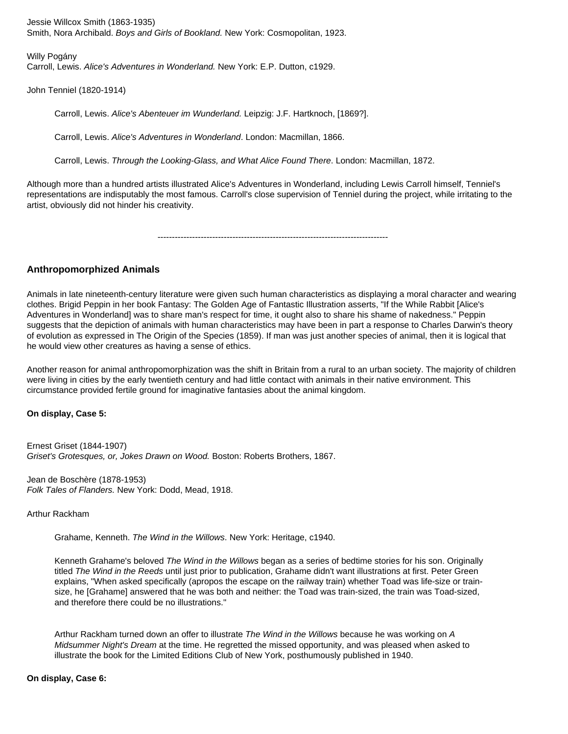Jessie Willcox Smith (1863-1935)
Smith, Nora Archibald. *Boys and Girls of Bookland.* New York: Cosmopolitan, 1923.

Willy Pogány
Carroll, Lewis. *Alice's Adventures in Wonderland.* New York: E.P. Dutton, c1929.

John Tenniel (1820-1914)

> Carroll, Lewis. *Alice's Abenteuer im Wunderland.* Leipzig: J.F. Hartknoch, [1869?].
>
> Carroll, Lewis. *Alice's Adventures in Wonderland*. London: Macmillan, 1866.
>
> Carroll, Lewis. *Through the Looking-Glass, and What Alice Found There*. London: Macmillan, 1872.

Although more than a hundred artists illustrated Alice's Adventures in Wonderland, including Lewis Carroll himself, Tenniel's representations are indisputably the most famous. Carroll's close supervision of Tenniel during the project, while irritating to the artist, obviously did not hinder his creativity.

---

### Anthropomorphized Animals

Animals in late nineteenth-century literature were given such human characteristics as displaying a moral character and wearing clothes. Brigid Peppin in her book Fantasy: The Golden Age of Fantastic Illustration asserts, "If the While Rabbit [Alice's Adventures in Wonderland] was to share man's respect for time, it ought also to share his shame of nakedness." Peppin suggests that the depiction of animals with human characteristics may have been in part a response to Charles Darwin's theory of evolution as expressed in The Origin of the Species (1859). If man was just another species of animal, then it is logical that he would view other creatures as having a sense of ethics.

Another reason for animal anthropomorphization was the shift in Britain from a rural to an urban society. The majority of children were living in cities by the early twentieth century and had little contact with animals in their native environment. This circumstance provided fertile ground for imaginative fantasies about the animal kingdom.

**On display, Case 5:**

Ernest Griset (1844-1907)
*Griset's Grotesques, or, Jokes Drawn on Wood.* Boston: Roberts Brothers, 1867.

Jean de Boschère (1878-1953)
*Folk Tales of Flanders.* New York: Dodd, Mead, 1918.

Arthur Rackham

> Grahame, Kenneth. *The Wind in the Willows*. New York: Heritage, c1940.
>
> Kenneth Grahame's beloved *The Wind in the Willows* began as a series of bedtime stories for his son. Originally titled *The Wind in the Reeds* until just prior to publication, Grahame didn't want illustrations at first. Peter Green explains, "When asked specifically (apropos the escape on the railway train) whether Toad was life-size or train-size, he [Grahame] answered that he was both and neither: the Toad was train-sized, the train was Toad-sized, and therefore there could be no illustrations."
>
> Arthur Rackham turned down an offer to illustrate *The Wind in the Willows* because he was working on *A Midsummer Night's Dream* at the time. He regretted the missed opportunity, and was pleased when asked to illustrate the book for the Limited Editions Club of New York, posthumously published in 1940.

**On display, Case 6:**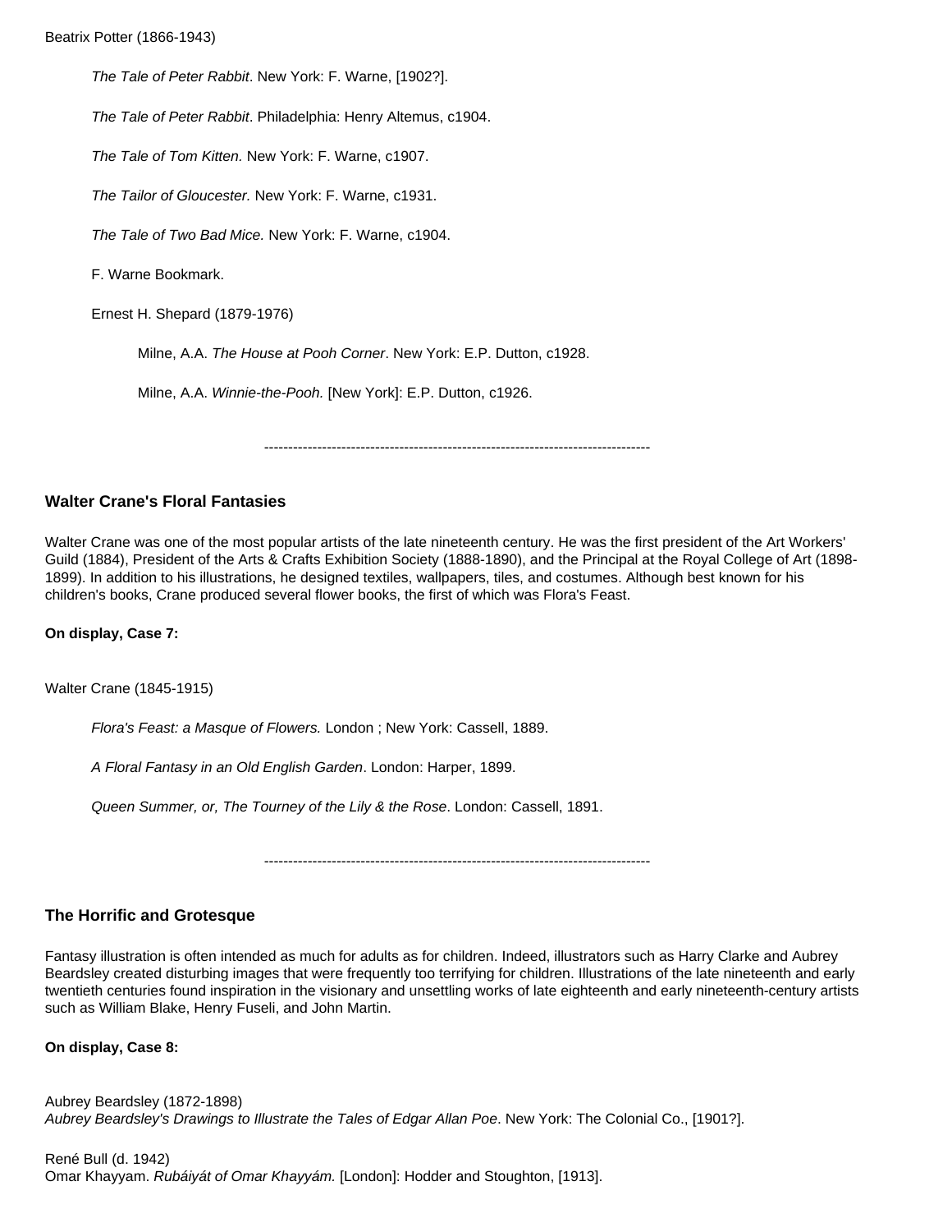Beatrix Potter (1866-1943)

*The Tale of Peter Rabbit*. New York: F. Warne, [1902?].

*The Tale of Peter Rabbit*. Philadelphia: Henry Altemus, c1904.

*The Tale of Tom Kitten.* New York: F. Warne, c1907.

*The Tailor of Gloucester.* New York: F. Warne, c1931.

*The Tale of Two Bad Mice.* New York: F. Warne, c1904.

F. Warne Bookmark.

Ernest H. Shepard (1879-1976)

Milne, A.A. *The House at Pooh Corner*. New York: E.P. Dutton, c1928.

Milne, A.A. *Winnie-the-Pooh.* [New York]: E.P. Dutton, c1926.

--------------------------------------------------------------------------------

### Walter Crane's Floral Fantasies

Walter Crane was one of the most popular artists of the late nineteenth century. He was the first president of the Art Workers' Guild (1884), President of the Arts & Crafts Exhibition Society (1888-1890), and the Principal at the Royal College of Art (1898-1899). In addition to his illustrations, he designed textiles, wallpapers, tiles, and costumes. Although best known for his children's books, Crane produced several flower books, the first of which was Flora's Feast.

**On display, Case 7:**

Walter Crane (1845-1915)

*Flora's Feast: a Masque of Flowers.* London ; New York: Cassell, 1889.

*A Floral Fantasy in an Old English Garden*. London: Harper, 1899.

*Queen Summer, or, The Tourney of the Lily & the Rose*. London: Cassell, 1891.

--------------------------------------------------------------------------------

### The Horrific and Grotesque

Fantasy illustration is often intended as much for adults as for children. Indeed, illustrators such as Harry Clarke and Aubrey Beardsley created disturbing images that were frequently too terrifying for children. Illustrations of the late nineteenth and early twentieth centuries found inspiration in the visionary and unsettling works of late eighteenth and early nineteenth-century artists such as William Blake, Henry Fuseli, and John Martin.

**On display, Case 8:**

Aubrey Beardsley (1872-1898)
*Aubrey Beardsley's Drawings to Illustrate the Tales of Edgar Allan Poe*. New York: The Colonial Co., [1901?].

René Bull (d. 1942)
Omar Khayyam. *Rubáiyát of Omar Khayyám.* [London]: Hodder and Stoughton, [1913].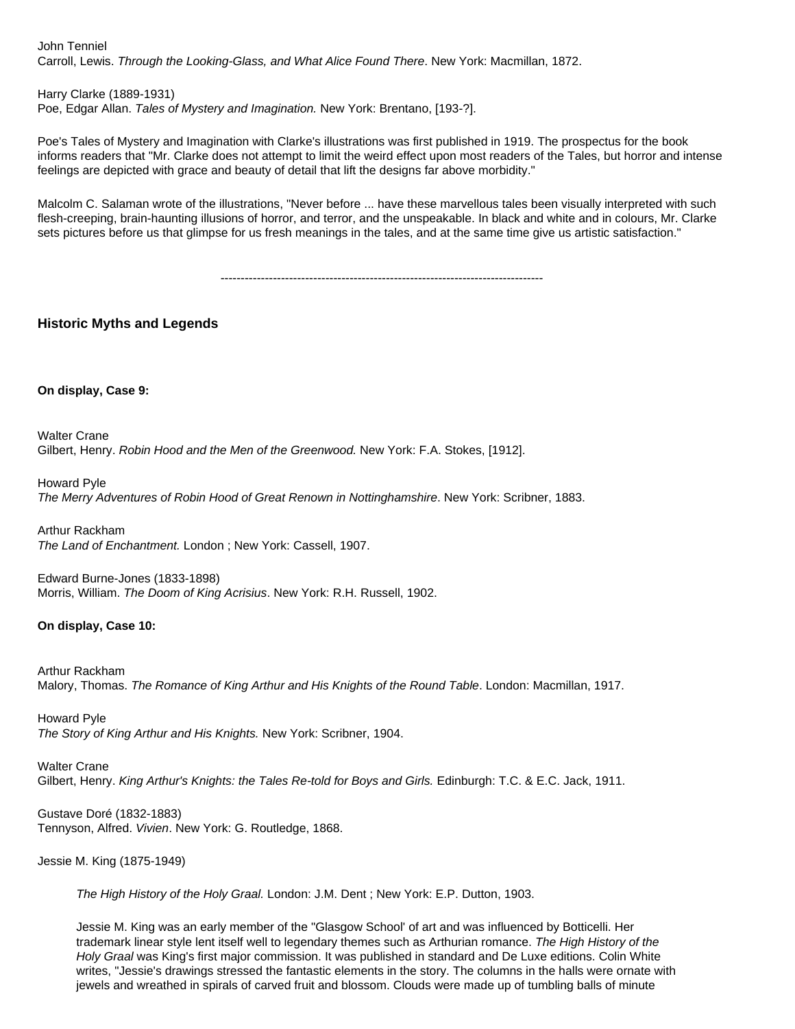John Tenniel
Carroll, Lewis. *Through the Looking-Glass, and What Alice Found There*. New York: Macmillan, 1872.

Harry Clarke (1889-1931)
Poe, Edgar Allan. *Tales of Mystery and Imagination.* New York: Brentano, [193-?].

Poe's Tales of Mystery and Imagination with Clarke's illustrations was first published in 1919. The prospectus for the book informs readers that "Mr. Clarke does not attempt to limit the weird effect upon most readers of the Tales, but horror and intense feelings are depicted with grace and beauty of detail that lift the designs far above morbidity."

Malcolm C. Salaman wrote of the illustrations, "Never before ... have these marvellous tales been visually interpreted with such flesh-creeping, brain-haunting illusions of horror, and terror, and the unspeakable. In black and white and in colours, Mr. Clarke sets pictures before us that glimpse for us fresh meanings in the tales, and at the same time give us artistic satisfaction."

--------------------------------------------------------------------------------

### Historic Myths and Legends

**On display, Case 9:**

Walter Crane
Gilbert, Henry. *Robin Hood and the Men of the Greenwood.* New York: F.A. Stokes, [1912].

Howard Pyle
*The Merry Adventures of Robin Hood of Great Renown in Nottinghamshire*. New York: Scribner, 1883.

Arthur Rackham
*The Land of Enchantment.* London ; New York: Cassell, 1907.

Edward Burne-Jones (1833-1898)
Morris, William. *The Doom of King Acrisius*. New York: R.H. Russell, 1902.

**On display, Case 10:**

Arthur Rackham
Malory, Thomas. *The Romance of King Arthur and His Knights of the Round Table*. London: Macmillan, 1917.

Howard Pyle
*The Story of King Arthur and His Knights.* New York: Scribner, 1904.

Walter Crane
Gilbert, Henry. *King Arthur's Knights: the Tales Re-told for Boys and Girls.* Edinburgh: T.C. & E.C. Jack, 1911.

Gustave Doré (1832-1883)
Tennyson, Alfred. *Vivien*. New York: G. Routledge, 1868.

Jessie M. King (1875-1949)

> *The High History of the Holy Graal.* London: J.M. Dent ; New York: E.P. Dutton, 1903.
>
> Jessie M. King was an early member of the "Glasgow School' of art and was influenced by Botticelli. Her trademark linear style lent itself well to legendary themes such as Arthurian romance. *The High History of the Holy Graal* was King's first major commission. It was published in standard and De Luxe editions. Colin White writes, "Jessie's drawings stressed the fantastic elements in the story. The columns in the halls were ornate with jewels and wreathed in spirals of carved fruit and blossom. Clouds were made up of tumbling balls of minute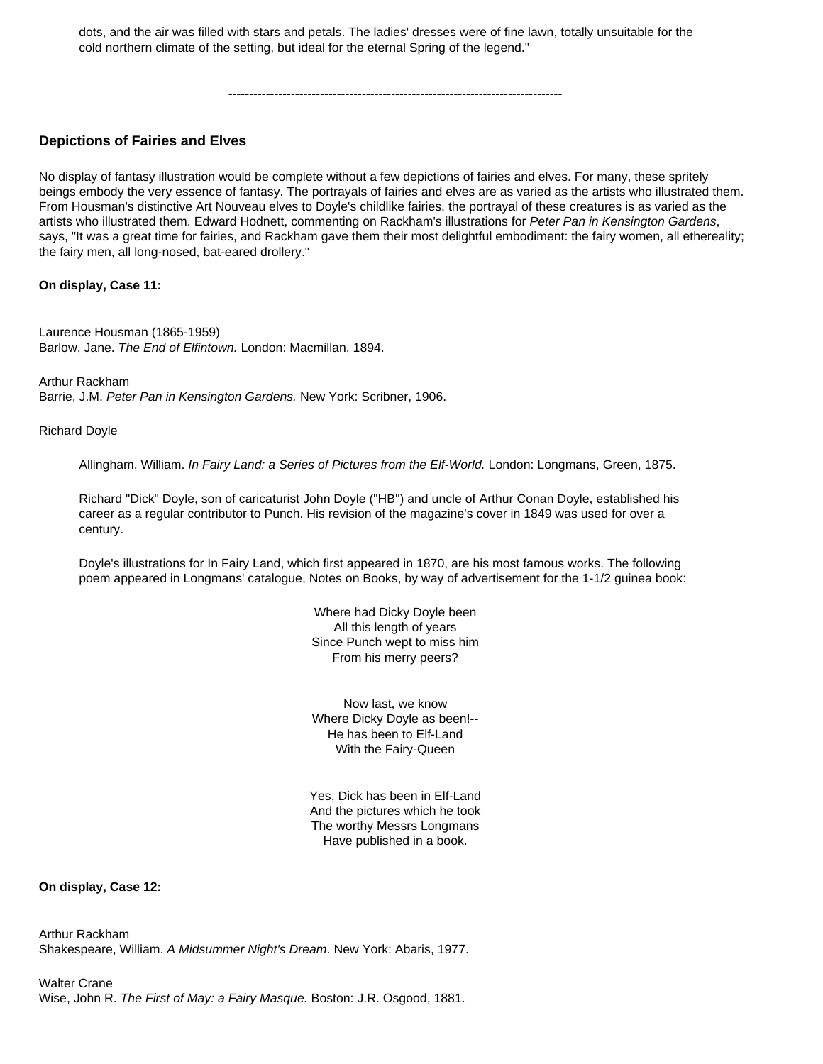dots, and the air was filled with stars and petals. The ladies' dresses were of fine lawn, totally unsuitable for the cold northern climate of the setting, but ideal for the eternal Spring of the legend."

--------------------------------------------------------------------------------

### Depictions of Fairies and Elves

No display of fantasy illustration would be complete without a few depictions of fairies and elves. For many, these spritely beings embody the very essence of fantasy. The portrayals of fairies and elves are as varied as the artists who illustrated them. From Housman's distinctive Art Nouveau elves to Doyle's childlike fairies, the portrayal of these creatures is as varied as the artists who illustrated them. Edward Hodnett, commenting on Rackham's illustrations for *Peter Pan in Kensington Gardens*, says, "It was a great time for fairies, and Rackham gave them their most delightful embodiment: the fairy women, all ethereality; the fairy men, all long-nosed, bat-eared drollery."

**On display, Case 11:**

Laurence Housman (1865-1959)
Barlow, Jane. *The End of Elfintown.* London: Macmillan, 1894.

Arthur Rackham
Barrie, J.M. *Peter Pan in Kensington Gardens.* New York: Scribner, 1906.

Richard Doyle

> Allingham, William. *In Fairy Land: a Series of Pictures from the Elf-World.* London: Longmans, Green, 1875.
>
> Richard "Dick" Doyle, son of caricaturist John Doyle ("HB") and uncle of Arthur Conan Doyle, established his career as a regular contributor to Punch. His revision of the magazine's cover in 1849 was used for over a century.
>
> Doyle's illustrations for In Fairy Land, which first appeared in 1870, are his most famous works. The following poem appeared in Longmans' catalogue, Notes on Books, by way of advertisement for the 1-1/2 guinea book:

Where had Dicky Doyle been
All this length of years
Since Punch wept to miss him
From his merry peers?

Now last, we know
Where Dicky Doyle as been!--
He has been to Elf-Land
With the Fairy-Queen

Yes, Dick has been in Elf-Land
And the pictures which he took
The worthy Messrs Longmans
Have published in a book.

**On display, Case 12:**

Arthur Rackham
Shakespeare, William. *A Midsummer Night's Dream*. New York: Abaris, 1977.

Walter Crane
Wise, John R. *The First of May: a Fairy Masque.* Boston: J.R. Osgood, 1881.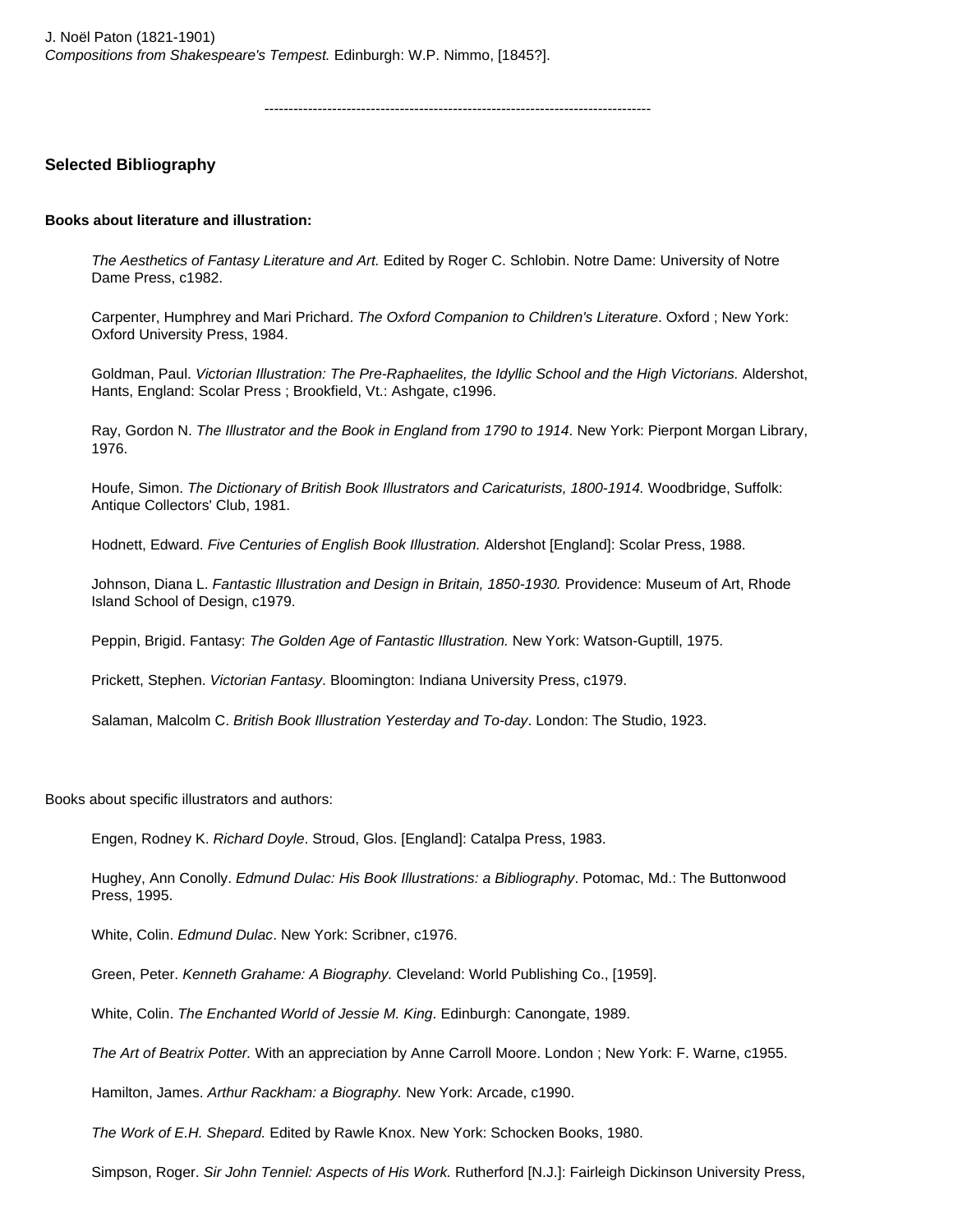J. Noël Paton (1821-1901)
*Compositions from Shakespeare's Tempest.* Edinburgh: W.P. Nimmo, [1845?].

--------------------------------------------------------------------------------

### Selected Bibliography

**Books about literature and illustration:**

*The Aesthetics of Fantasy Literature and Art.* Edited by Roger C. Schlobin. Notre Dame: University of Notre Dame Press, c1982.

Carpenter, Humphrey and Mari Prichard. *The Oxford Companion to Children's Literature*. Oxford ; New York: Oxford University Press, 1984.

Goldman, Paul. *Victorian Illustration: The Pre-Raphaelites, the Idyllic School and the High Victorians.* Aldershot, Hants, England: Scolar Press ; Brookfield, Vt.: Ashgate, c1996.

Ray, Gordon N. *The Illustrator and the Book in England from 1790 to 1914*. New York: Pierpont Morgan Library, 1976.

Houfe, Simon. *The Dictionary of British Book Illustrators and Caricaturists, 1800-1914.* Woodbridge, Suffolk: Antique Collectors' Club, 1981.

Hodnett, Edward. *Five Centuries of English Book Illustration.* Aldershot [England]: Scolar Press, 1988.

Johnson, Diana L. *Fantastic Illustration and Design in Britain, 1850-1930.* Providence: Museum of Art, Rhode Island School of Design, c1979.

Peppin, Brigid. Fantasy: *The Golden Age of Fantastic Illustration.* New York: Watson-Guptill, 1975.

Prickett, Stephen. *Victorian Fantasy*. Bloomington: Indiana University Press, c1979.

Salaman, Malcolm C. *British Book Illustration Yesterday and To-day*. London: The Studio, 1923.

Books about specific illustrators and authors:

Engen, Rodney K. *Richard Doyle*. Stroud, Glos. [England]: Catalpa Press, 1983.

Hughey, Ann Conolly. *Edmund Dulac: His Book Illustrations: a Bibliography*. Potomac, Md.: The Buttonwood Press, 1995.

White, Colin. *Edmund Dulac*. New York: Scribner, c1976.

Green, Peter. *Kenneth Grahame: A Biography.* Cleveland: World Publishing Co., [1959].

White, Colin. *The Enchanted World of Jessie M. King*. Edinburgh: Canongate, 1989.

*The Art of Beatrix Potter.* With an appreciation by Anne Carroll Moore. London ; New York: F. Warne, c1955.

Hamilton, James. *Arthur Rackham: a Biography.* New York: Arcade, c1990.

*The Work of E.H. Shepard.* Edited by Rawle Knox. New York: Schocken Books, 1980.

Simpson, Roger. *Sir John Tenniel: Aspects of His Work.* Rutherford [N.J.]: Fairleigh Dickinson University Press,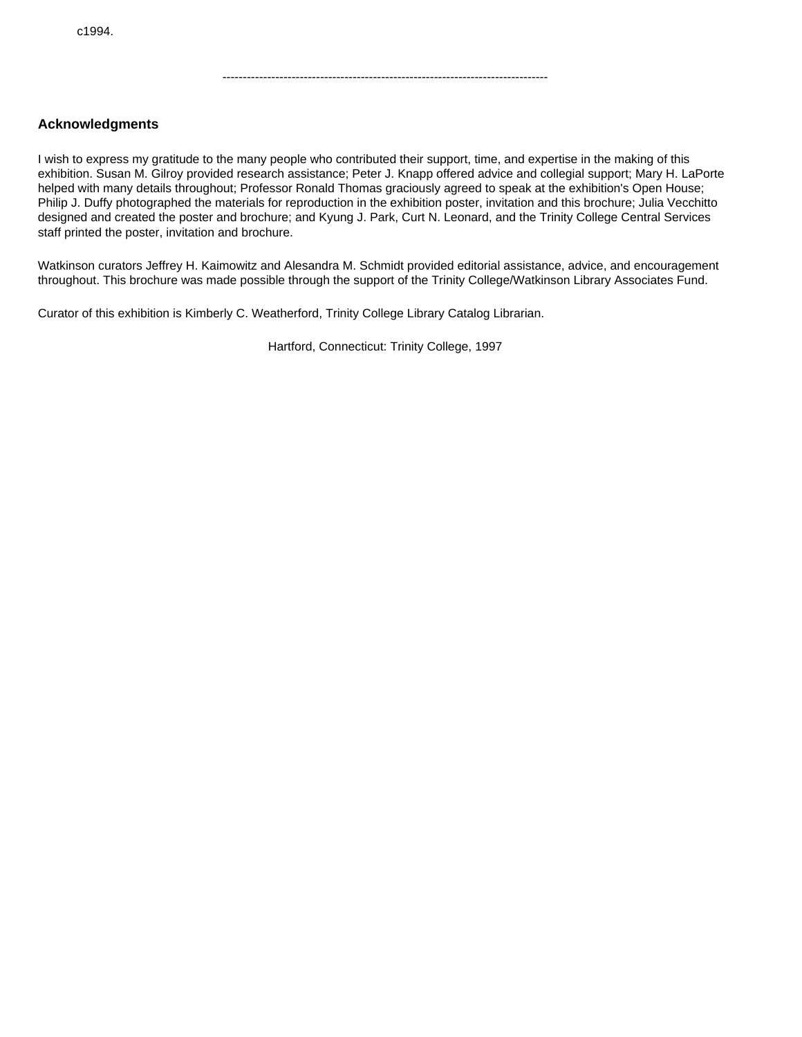c1994.

--------------------------------------------------------------------------------

## Acknowledgments

I wish to express my gratitude to the many people who contributed their support, time, and expertise in the making of this exhibition. Susan M. Gilroy provided research assistance; Peter J. Knapp offered advice and collegial support; Mary H. LaPorte helped with many details throughout; Professor Ronald Thomas graciously agreed to speak at the exhibition's Open House; Philip J. Duffy photographed the materials for reproduction in the exhibition poster, invitation and this brochure; Julia Vecchitto designed and created the poster and brochure; and Kyung J. Park, Curt N. Leonard, and the Trinity College Central Services staff printed the poster, invitation and brochure.

Watkinson curators Jeffrey H. Kaimowitz and Alesandra M. Schmidt provided editorial assistance, advice, and encouragement throughout. This brochure was made possible through the support of the Trinity College/Watkinson Library Associates Fund.

Curator of this exhibition is Kimberly C. Weatherford, Trinity College Library Catalog Librarian.

Hartford, Connecticut: Trinity College, 1997